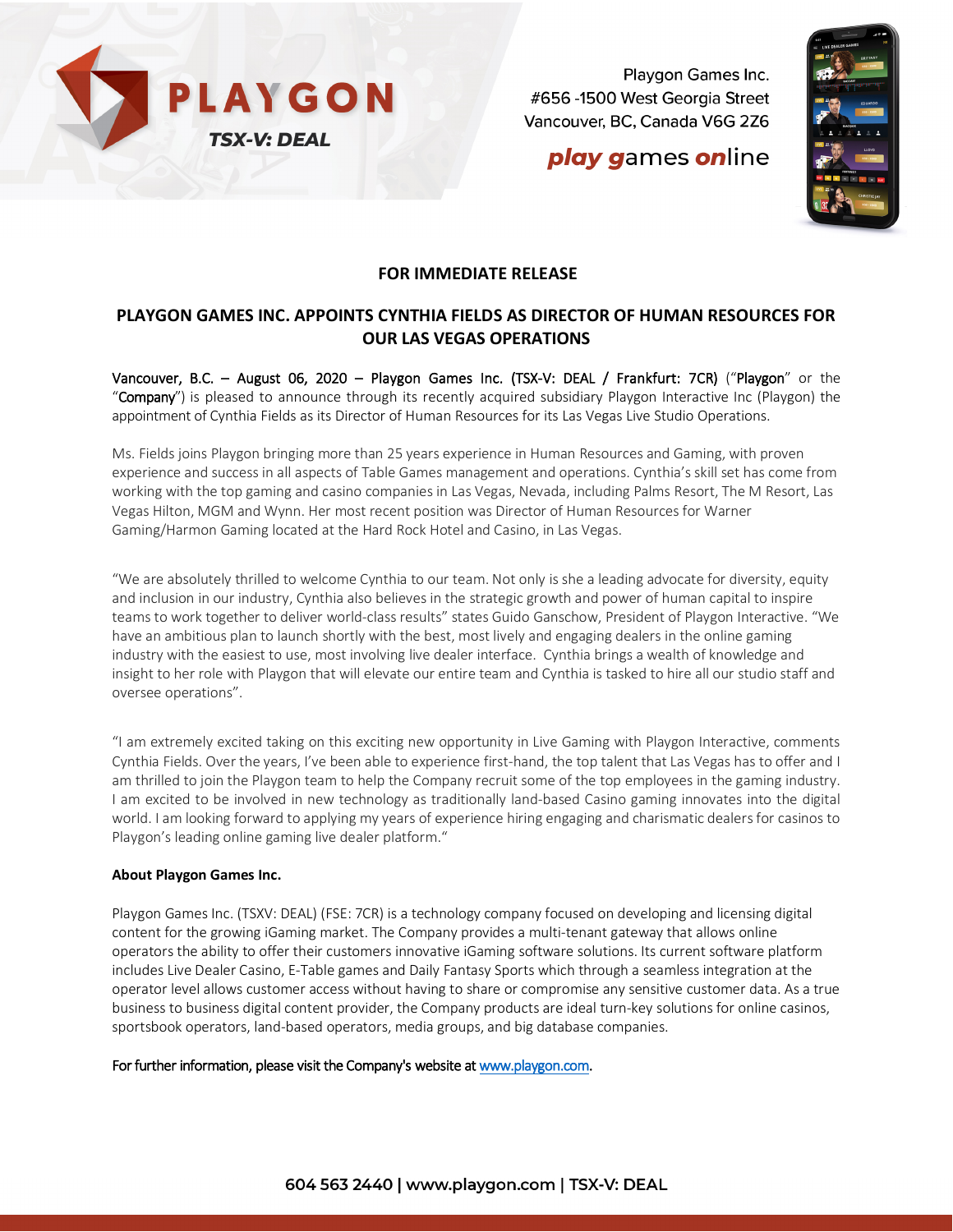PLAYGON

TSX-V: DEAL

Playgon Games Inc.
#656 -1500 West Georgia Street
Vancouver, BC, Canada V6G 2Z6

**play games online**

**FOR IMMEDIATE RELEASE**

## PLAYGON GAMES INC. APPOINTS CYNTHIA FIELDS AS DIRECTOR OF HUMAN RESOURCES FOR OUR LAS VEGAS OPERATIONS

Vancouver, B.C. – August 06, 2020 – Playgon Games Inc. (TSX-V: DEAL / Frankfurt: 7CR) ("Playgon" or the "Company") is pleased to announce through its recently acquired subsidiary Playgon Interactive Inc (Playgon) the appointment of Cynthia Fields as its Director of Human Resources for its Las Vegas Live Studio Operations.

Ms. Fields joins Playgon bringing more than 25 years experience in Human Resources and Gaming, with proven experience and success in all aspects of Table Games management and operations. Cynthia's skill set has come from working with the top gaming and casino companies in Las Vegas, Nevada, including Palms Resort, The M Resort, Las Vegas Hilton, MGM and Wynn. Her most recent position was Director of Human Resources for Warner Gaming/Harmon Gaming located at the Hard Rock Hotel and Casino, in Las Vegas.

"We are absolutely thrilled to welcome Cynthia to our team. Not only is she a leading advocate for diversity, equity and inclusion in our industry, Cynthia also believes in the strategic growth and power of human capital to inspire teams to work together to deliver world-class results" states Guido Ganschow, President of Playgon Interactive. "We have an ambitious plan to launch shortly with the best, most lively and engaging dealers in the online gaming industry with the easiest to use, most involving live dealer interface. Cynthia brings a wealth of knowledge and insight to her role with Playgon that will elevate our entire team and Cynthia is tasked to hire all our studio staff and oversee operations".

"I am extremely excited taking on this exciting new opportunity in Live Gaming with Playgon Interactive, comments Cynthia Fields. Over the years, I've been able to experience first-hand, the top talent that Las Vegas has to offer and I am thrilled to join the Playgon team to help the Company recruit some of the top employees in the gaming industry. I am excited to be involved in new technology as traditionally land-based Casino gaming innovates into the digital world. I am looking forward to applying my years of experience hiring engaging and charismatic dealers for casinos to Playgon's leading online gaming live dealer platform."

**About Playgon Games Inc.**

Playgon Games Inc. (TSXV: DEAL) (FSE: 7CR) is a technology company focused on developing and licensing digital content for the growing iGaming market. The Company provides a multi-tenant gateway that allows online operators the ability to offer their customers innovative iGaming software solutions. Its current software platform includes Live Dealer Casino, E-Table games and Daily Fantasy Sports which through a seamless integration at the operator level allows customer access without having to share or compromise any sensitive customer data. As a true business to business digital content provider, the Company products are ideal turn-key solutions for online casinos, sportsbook operators, land-based operators, media groups, and big database companies.

For further information, please visit the Company's website at www.playgon.com.

604 563 2440 | www.playgon.com | TSX-V: DEAL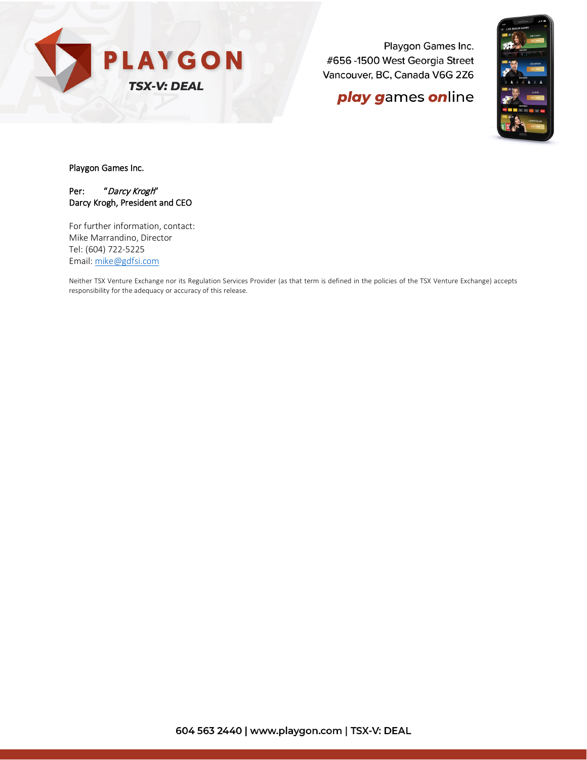Playgon Games Inc.

Per: *"Darcy Krogh"*
Darcy Krogh, President and CEO

For further information, contact:
Mike Marrandino, Director
Tel: (604) 722-5225
Email: mike@gdfsi.com

Neither TSX Venture Exchange nor its Regulation Services Provider (as that term is defined in the policies of the TSX Venture Exchange) accepts responsibility for the adequacy or accuracy of this release.